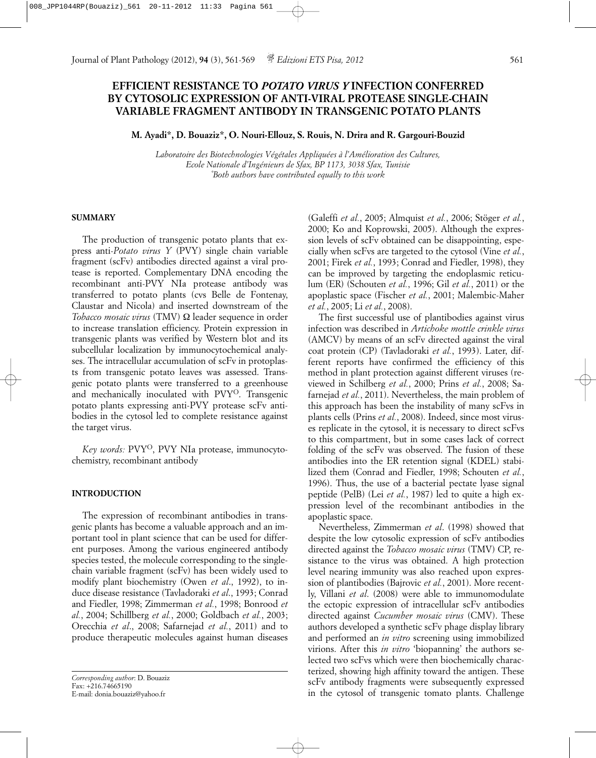# EFFICIENT RESISTANCE TO *POTATO VIRUS Y* INFECTION CONFERRED BY CYTOSOLIC EXPRESSION OF ANTI-VIRAL PROTEASE SINGLE-CHAIN VARIABLE FRAGMENT ANTIBODY IN TRANSGENIC POTATO PLANTS

**M. Ayadi\*, D. Bouaziz\*, O. Nouri-Ellouz, S. Rouis, N. Drira and R. Gargouri-Bouzid**

*Laboratoire des Biotechnologies Végétales Appliquées à l'Amélioration des Cultures, Ecole Nationale d'Ingénieurs de Sfax, BP 1173, 3038 Sfax, Tunisie*
*\*Both authors have contributed equally to this work*

## SUMMARY

The production of transgenic potato plants that express anti-*Potato virus Y* (PVY) single chain variable fragment (scFv) antibodies directed against a viral protease is reported. Complementary DNA encoding the recombinant anti-PVY NIa protease antibody was transferred to potato plants (cvs Belle de Fontenay, Claustar and Nicola) and inserted downstream of the *Tobacco mosaic virus* (TMV) Ω leader sequence in order to increase translation efficiency. Protein expression in transgenic plants was verified by Western blot and its subcellular localization by immunocytochemical analyses. The intracellular accumulation of scFv in protoplasts from transgenic potato leaves was assessed. Transgenic potato plants were transferred to a greenhouse and mechanically inoculated with $PVY^{O}$. Transgenic potato plants expressing anti-PVY protease scFv antibodies in the cytosol led to complete resistance against the target virus.

*Key words:* $PVY^{O}$, PVY NIa protease, immunocytochemistry, recombinant antibody

## INTRODUCTION

The expression of recombinant antibodies in transgenic plants has become a valuable approach and an important tool in plant science that can be used for different purposes. Among the various engineered antibody species tested, the molecule corresponding to the single-chain variable fragment (scFv) has been widely used to modify plant biochemistry (Owen *et al*., 1992), to induce disease resistance (Tavladoraki *et al.*, 1993; Conrad and Fiedler, 1998; Zimmerman *et al.*, 1998; Bonrood *et al.*, 2004; Schillberg *et al.*, 2000; Goldbach *et al.*, 2003; Orecchia *et al*., 2008; Safarnejad *et al.*, 2011) and to produce therapeutic molecules against human diseases (Galeffi *et al.*, 2005; Almquist *et al.*, 2006; Stöger *et al.*, 2000; Ko and Koprowski, 2005). Although the expression levels of scFv obtained can be disappointing, especially when scFvs are targeted to the cytosol (Vine *et al.*, 2001; Firek *et al.*, 1993; Conrad and Fiedler, 1998), they can be improved by targeting the endoplasmic reticulum (ER) (Schouten *et al.*, 1996; Gil *et al.*, 2011) or the apoplastic space (Fischer *et al.*, 2001; Malembic-Maher *et al.*, 2005; Li *et al.*, 2008).

The first successful use of plantibodies against virus infection was described in *Artichoke mottle crinkle virus* (AMCV) by means of an scFv directed against the viral coat protein (CP) (Tavladoraki *et al.*, 1993). Later, different reports have confirmed the efficiency of this method in plant protection against different viruses (reviewed in Schilberg *et al.*, 2000; Prins *et al.*, 2008; Safarnejad *et al.*, 2011). Nevertheless, the main problem of this approach has been the instability of many scFvs in plants cells (Prins *et al.*, 2008). Indeed, since most viruses replicate in the cytosol, it is necessary to direct scFvs to this compartment, but in some cases lack of correct folding of the scFv was observed. The fusion of these antibodies into the ER retention signal (KDEL) stabilized them (Conrad and Fiedler, 1998; Schouten *et al.*, 1996). Thus, the use of a bacterial pectate lyase signal peptide (PelB) (Lei *et al.*, 1987) led to quite a high expression level of the recombinant antibodies in the apoplastic space.

Nevertheless, Zimmerman *et al*. (1998) showed that despite the low cytosolic expression of scFv antibodies directed against the *Tobacco mosaic virus* (TMV) CP, resistance to the virus was obtained. A high protection level nearing immunity was also reached upon expression of plantibodies (Bajrovic *et al.*, 2001). More recently, Villani *et al*. (2008) were able to immunomodulate the ectopic expression of intracellular scFv antibodies directed against *Cucumber mosaic virus* (CMV). These authors developed a synthetic scFv phage display library and performed an *in vitro* screening using immobilized virions. After this *in vitro* 'biopanning' the authors selected two scFvs which were then biochemically characterized, showing high affinity toward the antigen. These scFv antibody fragments were subsequently expressed in the cytosol of transgenic tomato plants. Challenge

*Corresponding author*: D. Bouaziz
Fax: +216.74665190
E-mail: donia.bouaziz@yahoo.fr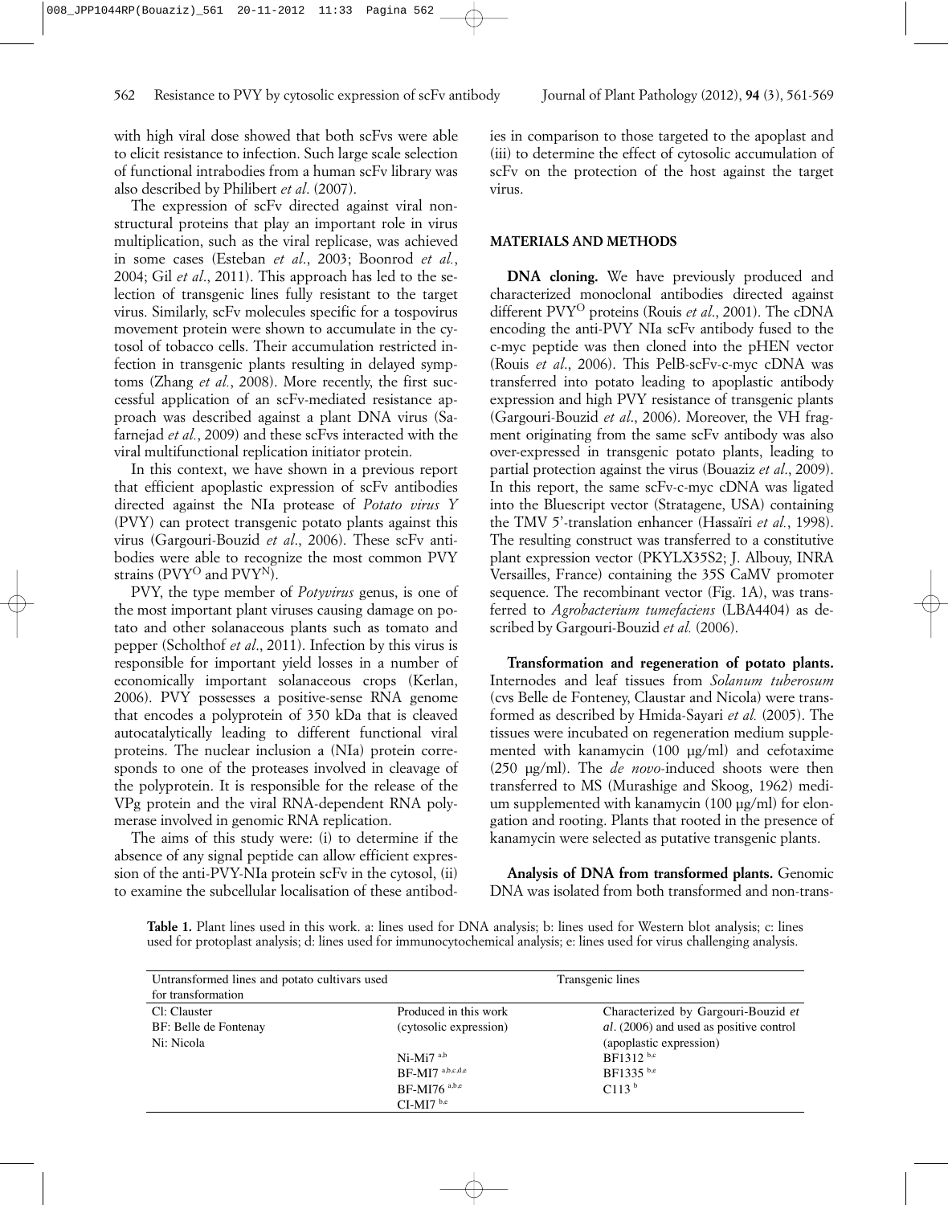with high viral dose showed that both scFvs were able to elicit resistance to infection. Such large scale selection of functional intrabodies from a human scFv library was also described by Philibert *et al*. (2007).

The expression of scFv directed against viral nonstructural proteins that play an important role in virus multiplication, such as the viral replicase, was achieved in some cases (Esteban *et al*., 2003; Boonrod *et al.*, 2004; Gil *et al*., 2011). This approach has led to the selection of transgenic lines fully resistant to the target virus. Similarly, scFv molecules specific for a tospovirus movement protein were shown to accumulate in the cytosol of tobacco cells. Their accumulation restricted infection in transgenic plants resulting in delayed symptoms (Zhang *et al.*, 2008). More recently, the first successful application of an scFv-mediated resistance approach was described against a plant DNA virus (Safarnejad *et al.*, 2009) and these scFvs interacted with the viral multifunctional replication initiator protein.

In this context, we have shown in a previous report that efficient apoplastic expression of scFv antibodies directed against the NIa protease of *Potato virus Y* (PVY) can protect transgenic potato plants against this virus (Gargouri-Bouzid *et al*., 2006). These scFv antibodies were able to recognize the most common PVY strains (PVY$^{O}$ and PVY$^{N}$).

PVY, the type member of *Potyvirus* genus, is one of the most important plant viruses causing damage on potato and other solanaceous plants such as tomato and pepper (Scholthof *et al*., 2011). Infection by this virus is responsible for important yield losses in a number of economically important solanaceous crops (Kerlan, 2006). PVY possesses a positive-sense RNA genome that encodes a polyprotein of 350 kDa that is cleaved autocatalytically leading to different functional viral proteins. The nuclear inclusion a (NIa) protein corresponds to one of the proteases involved in cleavage of the polyprotein. It is responsible for the release of the VPg protein and the viral RNA-dependent RNA polymerase involved in genomic RNA replication.

The aims of this study were: (i) to determine if the absence of any signal peptide can allow efficient expression of the anti-PVY-NIa protein scFv in the cytosol, (ii) to examine the subcellular localisation of these antibodies in comparison to those targeted to the apoplast and (iii) to determine the effect of cytosolic accumulation of scFv on the protection of the host against the target virus.

## MATERIALS AND METHODS

**DNA cloning.** We have previously produced and characterized monoclonal antibodies directed against different PVY$^{O}$ proteins (Rouis *et al*., 2001). The cDNA encoding the anti-PVY NIa scFv antibody fused to the c-myc peptide was then cloned into the pHEN vector (Rouis *et al*., 2006). This PelB-scFv-c-myc cDNA was transferred into potato leading to apoplastic antibody expression and high PVY resistance of transgenic plants (Gargouri-Bouzid *et al*., 2006). Moreover, the VH fragment originating from the same scFv antibody was also over-expressed in transgenic potato plants, leading to partial protection against the virus (Bouaziz *et al*., 2009). In this report, the same scFv-c-myc cDNA was ligated into the Bluescript vector (Stratagene, USA) containing the TMV 5'-translation enhancer (Hassaïri *et al.*, 1998). The resulting construct was transferred to a constitutive plant expression vector (PKYLX35S2; J. Albouy, INRA Versailles, France) containing the 35S CaMV promoter sequence. The recombinant vector (Fig. 1A), was transferred to *Agrobacterium tumefaciens* (LBA4404) as described by Gargouri-Bouzid *et al.* (2006).

**Transformation and regeneration of potato plants.** Internodes and leaf tissues from *Solanum tuberosum* (cvs Belle de Fonteney, Claustar and Nicola) were transformed as described by Hmida-Sayari *et al.* (2005). The tissues were incubated on regeneration medium supplemented with kanamycin (100 µg/ml) and cefotaxime (250 µg/ml). The *de novo*-induced shoots were then transferred to MS (Murashige and Skoog, 1962) medium supplemented with kanamycin (100 µg/ml) for elongation and rooting. Plants that rooted in the presence of kanamycin were selected as putative transgenic plants.

**Analysis of DNA from transformed plants.** Genomic DNA was isolated from both transformed and non-trans-

**Table 1.** Plant lines used in this work. a: lines used for DNA analysis; b: lines used for Western blot analysis; c: lines used for protoplast analysis; d: lines used for immunocytochemical analysis; e: lines used for virus challenging analysis.

| Untransformed lines and potato cultivars used for transformation | Transgenic lines | |
|---|---|---|
| | Produced in this work (cytosolic expression) | Characterized by Gargouri-Bouzid *et al*. (2006) and used as positive control (apoplastic expression) |
| Cl: Clauster | Ni-Mi7 [a,b] | BF1312 [b,c] |
| BF: Belle de Fontenay | BF-MI7 [a,b,c,d,e] | BF1335 [b,e] |
| Ni: Nicola | BF-MI76 [a,b,e] | C113 [b] |
| | CI-MI7 [b,e] | |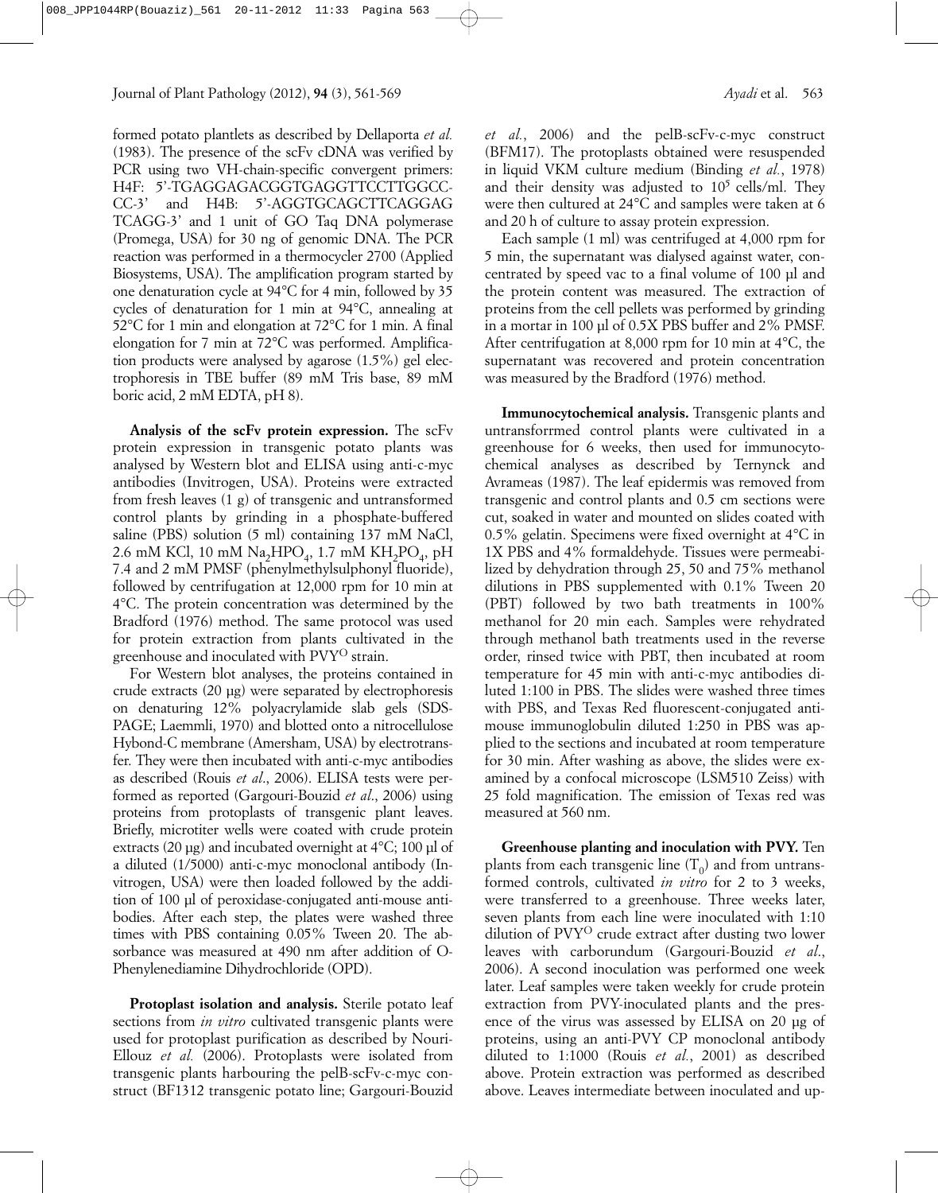formed potato plantlets as described by Dellaporta *et al.* (1983). The presence of the scFv cDNA was verified by PCR using two VH-chain-specific convergent primers: H4F: 5'-TGAGGAGACGGTGAGGTTCCTTGGCC-CC-3' and H4B: 5'-AGGTGCAGCTTCAGGAG TCAGG-3' and 1 unit of GO Taq DNA polymerase (Promega, USA) for 30 ng of genomic DNA. The PCR reaction was performed in a thermocycler 2700 (Applied Biosystems, USA). The amplification program started by one denaturation cycle at 94°C for 4 min, followed by 35 cycles of denaturation for 1 min at 94°C, annealing at 52°C for 1 min and elongation at 72°C for 1 min. A final elongation for 7 min at 72°C was performed. Amplification products were analysed by agarose (1.5%) gel electrophoresis in TBE buffer (89 mM Tris base, 89 mM boric acid, 2 mM EDTA, pH 8).

**Analysis of the scFv protein expression.** The scFv protein expression in transgenic potato plants was analysed by Western blot and ELISA using anti-c-myc antibodies (Invitrogen, USA). Proteins were extracted from fresh leaves (1 g) of transgenic and untransformed control plants by grinding in a phosphate-buffered saline (PBS) solution (5 ml) containing 137 mM NaCl, 2.6 mM KCl, 10 mM $Na_2HPO_4$, 1.7 mM $KH_2PO_4$, pH 7.4 and 2 mM PMSF (phenylmethylsulphonyl fluoride), followed by centrifugation at 12,000 rpm for 10 min at 4°C. The protein concentration was determined by the Bradford (1976) method. The same protocol was used for protein extraction from plants cultivated in the greenhouse and inoculated with $PVY^O$ strain.

For Western blot analyses, the proteins contained in crude extracts (20 µg) were separated by electrophoresis on denaturing 12% polyacrylamide slab gels (SDS-PAGE; Laemmli, 1970) and blotted onto a nitrocellulose Hybond-C membrane (Amersham, USA) by electrotransfer. They were then incubated with anti-c-myc antibodies as described (Rouis *et al*., 2006). ELISA tests were performed as reported (Gargouri-Bouzid *et al*., 2006) using proteins from protoplasts of transgenic plant leaves. Briefly, microtiter wells were coated with crude protein extracts (20 µg) and incubated overnight at 4°C; 100 µl of a diluted (1/5000) anti-c-myc monoclonal antibody (Invitrogen, USA) were then loaded followed by the addition of 100 µl of peroxidase-conjugated anti-mouse antibodies. After each step, the plates were washed three times with PBS containing 0.05% Tween 20. The absorbance was measured at 490 nm after addition of O-Phenylenediamine Dihydrochloride (OPD).

**Protoplast isolation and analysis.** Sterile potato leaf sections from *in vitro* cultivated transgenic plants were used for protoplast purification as described by Nouri-Ellouz *et al.* (2006). Protoplasts were isolated from transgenic plants harbouring the pelB-scFv-c-myc construct (BF1312 transgenic potato line; Gargouri-Bouzid *et al.*, 2006) and the pelB-scFv-c-myc construct (BFM17). The protoplasts obtained were resuspended in liquid VKM culture medium (Binding *et al.*, 1978) and their density was adjusted to $10^5$ cells/ml. They were then cultured at 24°C and samples were taken at 6 and 20 h of culture to assay protein expression.

Each sample (1 ml) was centrifuged at 4,000 rpm for 5 min, the supernatant was dialysed against water, concentrated by speed vac to a final volume of 100 µl and the protein content was measured. The extraction of proteins from the cell pellets was performed by grinding in a mortar in 100 µl of 0.5X PBS buffer and 2% PMSF. After centrifugation at 8,000 rpm for 10 min at 4°C, the supernatant was recovered and protein concentration was measured by the Bradford (1976) method.

**Immunocytochemical analysis.** Transgenic plants and untransformed control plants were cultivated in a greenhouse for 6 weeks, then used for immunocytochemical analyses as described by Ternynck and Avrameas (1987). The leaf epidermis was removed from transgenic and control plants and 0.5 cm sections were cut, soaked in water and mounted on slides coated with 0.5% gelatin. Specimens were fixed overnight at 4°C in 1X PBS and 4% formaldehyde. Tissues were permeabilized by dehydration through 25, 50 and 75% methanol dilutions in PBS supplemented with 0.1% Tween 20 (PBT) followed by two bath treatments in 100% methanol for 20 min each. Samples were rehydrated through methanol bath treatments used in the reverse order, rinsed twice with PBT, then incubated at room temperature for 45 min with anti-c-myc antibodies diluted 1:100 in PBS. The slides were washed three times with PBS, and Texas Red fluorescent-conjugated anti-mouse immunoglobulin diluted 1:250 in PBS was applied to the sections and incubated at room temperature for 30 min. After washing as above, the slides were examined by a confocal microscope (LSM510 Zeiss) with 25 fold magnification. The emission of Texas red was measured at 560 nm.

**Greenhouse planting and inoculation with PVY.** Ten plants from each transgenic line ($T_0$) and from untransformed controls, cultivated *in vitro* for 2 to 3 weeks, were transferred to a greenhouse. Three weeks later, seven plants from each line were inoculated with 1:10 dilution of $PVY^O$ crude extract after dusting two lower leaves with carborundum (Gargouri-Bouzid *et al*., 2006). A second inoculation was performed one week later. Leaf samples were taken weekly for crude protein extraction from PVY-inoculated plants and the presence of the virus was assessed by ELISA on 20 µg of proteins, using an anti-PVY CP monoclonal antibody diluted to 1:1000 (Rouis *et al*., 2001) as described above. Protein extraction was performed as described above. Leaves intermediate between inoculated and up-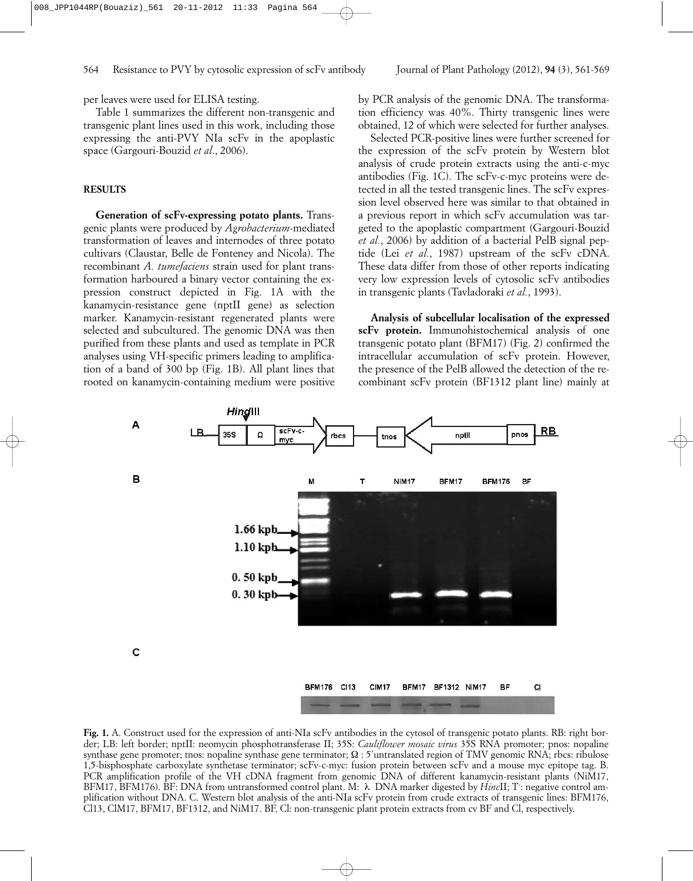per leaves were used for ELISA testing.

Table 1 summarizes the different non-transgenic and transgenic plant lines used in this work, including those expressing the anti-PVY NIa scFv in the apoplastic space (Gargouri-Bouzid *et al*., 2006).

## RESULTS

**Generation of scFv-expressing potato plants.** Transgenic plants were produced by *Agrobacterium*-mediated transformation of leaves and internodes of three potato cultivars (Claustar, Belle de Fonteney and Nicola). The recombinant *A. tumefaciens* strain used for plant transformation harboured a binary vector containing the expression construct depicted in Fig. 1A with the kanamycin-resistance gene (nptII gene) as selection marker. Kanamycin-resistant regenerated plants were selected and subcultured. The genomic DNA was then purified from these plants and used as template in PCR analyses using VH-specific primers leading to amplification of a band of 300 bp (Fig. 1B). All plant lines that rooted on kanamycin-containing medium were positive by PCR analysis of the genomic DNA. The transformation efficiency was 40%. Thirty transgenic lines were obtained, 12 of which were selected for further analyses.

Selected PCR-positive lines were further screened for the expression of the scFv protein by Western blot analysis of crude protein extracts using the anti-c-myc antibodies (Fig. 1C). The scFv-c-myc proteins were detected in all the tested transgenic lines. The scFv expression level observed here was similar to that obtained in a previous report in which scFv accumulation was targeted to the apoplastic compartment (Gargouri-Bouzid *et al.*, 2006) by addition of a bacterial PelB signal peptide (Lei *et al.*, 1987) upstream of the scFv cDNA. These data differ from those of other reports indicating very low expression levels of cytosolic scFv antibodies in transgenic plants (Tavladoraki *et al.*, 1993).

**Analysis of subcellular localisation of the expressed scFv protein.** Immunohistochemical analysis of one transgenic potato plant (BFM17) (Fig. 2) confirmed the intracellular accumulation of scFv protein. However, the presence of the PelB allowed the detection of the recombinant scFv protein (BF1312 plant line) mainly at

**Fig. 1.** A. Construct used for the expression of anti-NIa scFv antibodies in the cytosol of transgenic potato plants. RB: right border; LB: left border; nptII: neomycin phosphotransferase II; 35S: *Cauliflower mosaic virus* 35S RNA promoter; pnos: nopaline synthase gene promoter; tnos: nopaline synthase gene terminator; Ω : 5'untranslated region of TMV genomic RNA; rbcs: ribulose 1,5-bisphosphate carboxylate synthetase terminator; scFv-c-myc: fusion protein between scFv and a mouse myc epitope tag. B. PCR amplification profile of the VH cDNA fragment from genomic DNA of different kanamycin-resistant plants (NiM17, BFM17, BFM176). BF: DNA from untransformed control plant. M: λ DNA marker digested by *Hinc*II; T$^-$: negative control amplification without DNA. C. Western blot analysis of the anti-NIa scFv protein from crude extracts of transgenic lines: BFM176, Cl13, ClM17, BFM17, BF1312, and NiM17. BF, Cl: non-transgenic plant protein extracts from cv BF and Cl, respectively.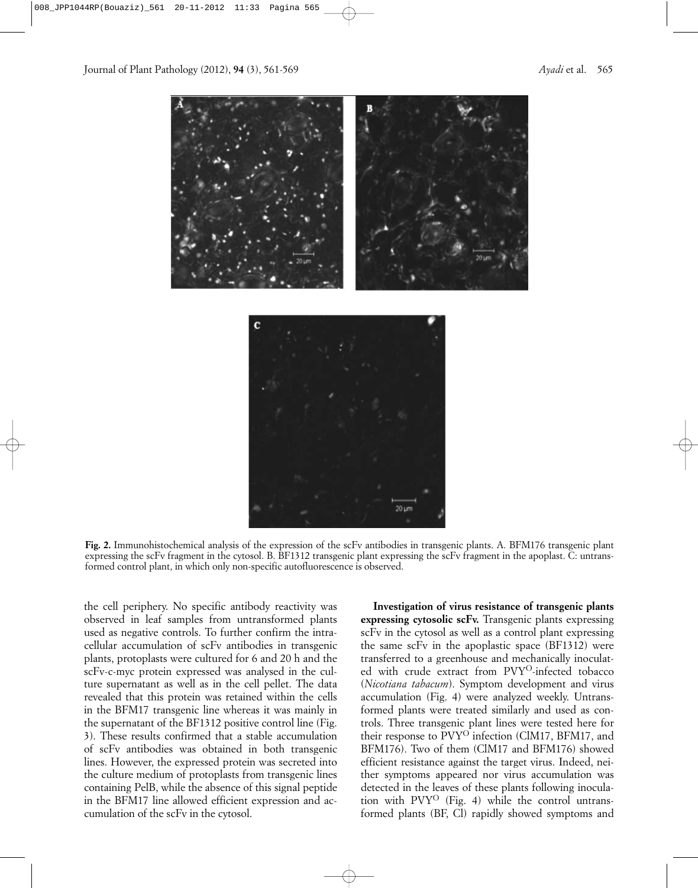**Fig. 2.** Immunohistochemical analysis of the expression of the scFv antibodies in transgenic plants. A. BFM176 transgenic plant expressing the scFv fragment in the cytosol. B. BF1312 transgenic plant expressing the scFv fragment in the apoplast. C: untransformed control plant, in which only non-specific autofluorescence is observed.

the cell periphery. No specific antibody reactivity was observed in leaf samples from untransformed plants used as negative controls. To further confirm the intracellular accumulation of scFv antibodies in transgenic plants, protoplasts were cultured for 6 and 20 h and the scFv-c-myc protein expressed was analysed in the culture supernatant as well as in the cell pellet. The data revealed that this protein was retained within the cells in the BFM17 transgenic line whereas it was mainly in the supernatant of the BF1312 positive control line (Fig. 3). These results confirmed that a stable accumulation of scFv antibodies was obtained in both transgenic lines. However, the expressed protein was secreted into the culture medium of protoplasts from transgenic lines containing PelB, while the absence of this signal peptide in the BFM17 line allowed efficient expression and accumulation of the scFv in the cytosol.

**Investigation of virus resistance of transgenic plants expressing cytosolic scFv.** Transgenic plants expressing scFv in the cytosol as well as a control plant expressing the same scFv in the apoplastic space (BF1312) were transferred to a greenhouse and mechanically inoculated with crude extract from $PVY^O$-infected tobacco (*Nicotiana tabacum*). Symptom development and virus accumulation (Fig. 4) were analyzed weekly. Untransformed plants were treated similarly and used as controls. Three transgenic plant lines were tested here for their response to $PVY^O$ infection (ClM17, BFM17, and BFM176). Two of them (ClM17 and BFM176) showed efficient resistance against the target virus. Indeed, neither symptoms appeared nor virus accumulation was detected in the leaves of these plants following inoculation with $PVY^O$ (Fig. 4) while the control untransformed plants (BF, Cl) rapidly showed symptoms and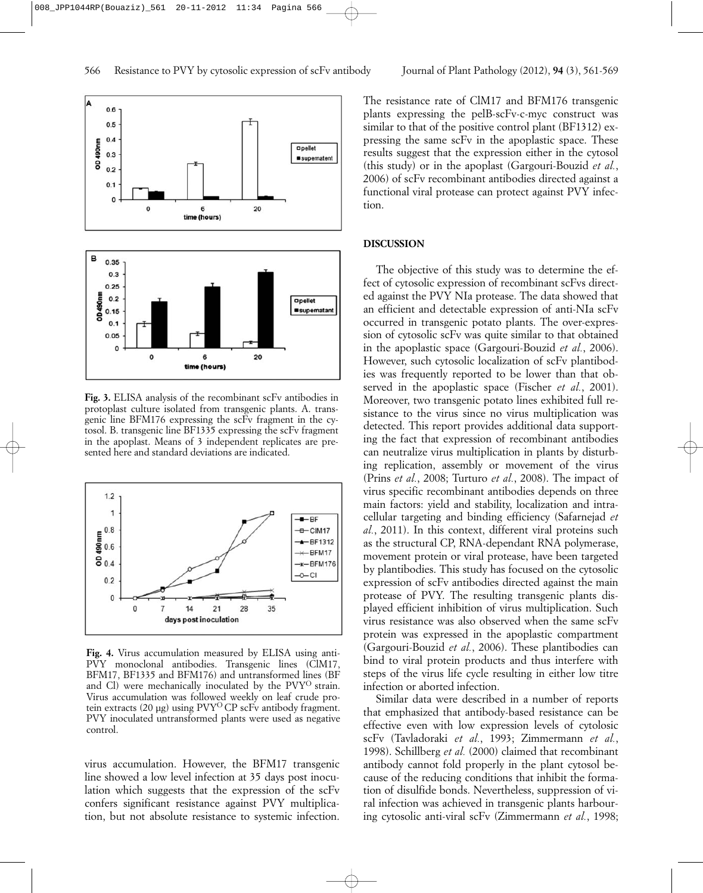Fig. 3. ELISA analysis of the recombinant scFv antibodies in protoplast culture isolated from transgenic plants. A. transgenic line BFM176 expressing the scFv fragment in the cytosol. B. transgenic line BF1335 expressing the scFv fragment in the apoplast. Means of 3 independent replicates are presented here and standard deviations are indicated.

Fig. 4. Virus accumulation measured by ELISA using anti-PVY monoclonal antibodies. Transgenic lines (ClM17, BFM17, BF1335 and BFM176) and untransformed lines (BF and Cl) were mechanically inoculated by the PVY$^{O}$ strain. Virus accumulation was followed weekly on leaf crude protein extracts (20 µg) using PVY$^{O}$ CP scFv antibody fragment. PVY inoculated untransformed plants were used as negative control.

virus accumulation. However, the BFM17 transgenic line showed a low level infection at 35 days post inoculation which suggests that the expression of the scFv confers significant resistance against PVY multiplication, but not absolute resistance to systemic infection. The resistance rate of ClM17 and BFM176 transgenic plants expressing the pelB-scFv-c-myc construct was similar to that of the positive control plant (BF1312) expressing the same scFv in the apoplastic space. These results suggest that the expression either in the cytosol (this study) or in the apoplast (Gargouri-Bouzid *et al.*, 2006) of scFv recombinant antibodies directed against a functional viral protease can protect against PVY infection.

## DISCUSSION

The objective of this study was to determine the effect of cytosolic expression of recombinant scFvs directed against the PVY NIa protease. The data showed that an efficient and detectable expression of anti-NIa scFv occurred in transgenic potato plants. The over-expression of cytosolic scFv was quite similar to that obtained in the apoplastic space (Gargouri-Bouzid *et al.*, 2006). However, such cytosolic localization of scFv plantibodies was frequently reported to be lower than that observed in the apoplastic space (Fischer *et al.*, 2001). Moreover, two transgenic potato lines exhibited full resistance to the virus since no virus multiplication was detected. This report provides additional data supporting the fact that expression of recombinant antibodies can neutralize virus multiplication in plants by disturbing replication, assembly or movement of the virus (Prins *et al.*, 2008; Turturo *et al.*, 2008). The impact of virus specific recombinant antibodies depends on three main factors: yield and stability, localization and intracellular targeting and binding efficiency (Safarnejad *et al.*, 2011). In this context, different viral proteins such as the structural CP, RNA-dependant RNA polymerase, movement protein or viral protease, have been targeted by plantibodies. This study has focused on the cytosolic expression of scFv antibodies directed against the main protease of PVY. The resulting transgenic plants displayed efficient inhibition of virus multiplication. Such virus resistance was also observed when the same scFv protein was expressed in the apoplastic compartment (Gargouri-Bouzid *et al.*, 2006). These plantibodies can bind to viral protein products and thus interfere with steps of the virus life cycle resulting in either low titre infection or aborted infection.

Similar data were described in a number of reports that emphasized that antibody-based resistance can be effective even with low expression levels of cytolosic scFv (Tavladoraki *et al.*, 1993; Zimmermann *et al.*, 1998). Schillberg *et al.* (2000) claimed that recombinant antibody cannot fold properly in the plant cytosol because of the reducing conditions that inhibit the formation of disulfide bonds. Nevertheless, suppression of viral infection was achieved in transgenic plants harbouring cytosolic anti-viral scFv (Zimmermann *et al.*, 1998;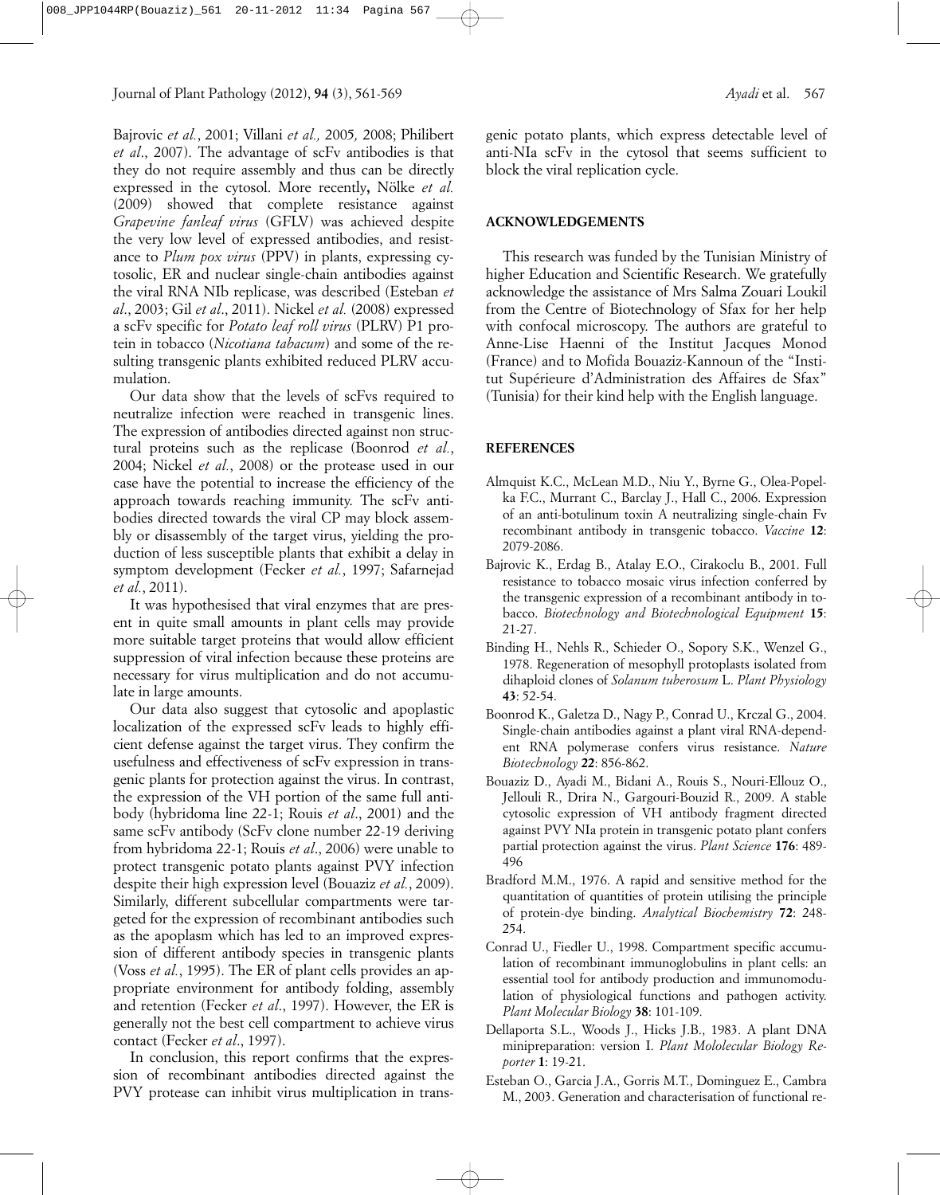Bajrovic *et al.*, 2001; Villani *et al.,* 2005*,* 2008; Philibert *et al*., 2007). The advantage of scFv antibodies is that they do not require assembly and thus can be directly expressed in the cytosol. More recently**,** Nölke *et al.* (2009) showed that complete resistance against *Grapevine fanleaf virus* (GFLV) was achieved despite the very low level of expressed antibodies, and resistance to *Plum pox virus* (PPV) in plants, expressing cytosolic, ER and nuclear single-chain antibodies against the viral RNA NIb replicase, was described (Esteban *et al*., 2003; Gil *et al*., 2011). Nickel *et al.* (2008) expressed a scFv specific for *Potato leaf roll virus* (PLRV) P1 protein in tobacco (*Nicotiana tabacum*) and some of the resulting transgenic plants exhibited reduced PLRV accumulation.

Our data show that the levels of scFvs required to neutralize infection were reached in transgenic lines. The expression of antibodies directed against non structural proteins such as the replicase (Boonrod *et al.*, 2004; Nickel *et al.*, 2008) or the protease used in our case have the potential to increase the efficiency of the approach towards reaching immunity. The scFv antibodies directed towards the viral CP may block assembly or disassembly of the target virus, yielding the production of less susceptible plants that exhibit a delay in symptom development (Fecker *et al.*, 1997; Safarnejad *et al.*, 2011).

It was hypothesised that viral enzymes that are present in quite small amounts in plant cells may provide more suitable target proteins that would allow efficient suppression of viral infection because these proteins are necessary for virus multiplication and do not accumulate in large amounts.

Our data also suggest that cytosolic and apoplastic localization of the expressed scFv leads to highly efficient defense against the target virus. They confirm the usefulness and effectiveness of scFv expression in transgenic plants for protection against the virus. In contrast, the expression of the VH portion of the same full antibody (hybridoma line 22-1; Rouis *et al*., 2001) and the same scFv antibody (ScFv clone number 22-19 deriving from hybridoma 22-1; Rouis *et al*., 2006) were unable to protect transgenic potato plants against PVY infection despite their high expression level (Bouaziz *et al.*, 2009). Similarly, different subcellular compartments were targeted for the expression of recombinant antibodies such as the apoplasm which has led to an improved expression of different antibody species in transgenic plants (Voss *et al.*, 1995). The ER of plant cells provides an appropriate environment for antibody folding, assembly and retention (Fecker *et al*., 1997). However, the ER is generally not the best cell compartment to achieve virus contact (Fecker *et al*., 1997).

In conclusion, this report confirms that the expression of recombinant antibodies directed against the PVY protease can inhibit virus multiplication in transgenic potato plants, which express detectable level of anti-NIa scFv in the cytosol that seems sufficient to block the viral replication cycle.

## ACKNOWLEDGEMENTS

This research was funded by the Tunisian Ministry of higher Education and Scientific Research. We gratefully acknowledge the assistance of Mrs Salma Zouari Loukil from the Centre of Biotechnology of Sfax for her help with confocal microscopy. The authors are grateful to Anne-Lise Haenni of the Institut Jacques Monod (France) and to Mofida Bouaziz-Kannoun of the "Institut Supérieure d'Administration des Affaires de Sfax" (Tunisia) for their kind help with the English language.

## REFERENCES

Almquist K.C., McLean M.D., Niu Y., Byrne G., Olea-Popelka F.C., Murrant C., Barclay J., Hall C., 2006. Expression of an anti-botulinum toxin A neutralizing single-chain Fv recombinant antibody in transgenic tobacco. *Vaccine* **12**: 2079-2086.

Bajrovic K., Erdag B., Atalay E.O., Cirakoclu B., 2001. Full resistance to tobacco mosaic virus infection conferred by the transgenic expression of a recombinant antibody in tobacco. *Biotechnology and Biotechnological Equipment* **15**: 21-27.

Binding H., Nehls R., Schieder O., Sopory S.K., Wenzel G., 1978. Regeneration of mesophyll protoplasts isolated from dihaploid clones of *Solanum tuberosum* L. *Plant Physiology* **43**: 52-54.

Boonrod K., Galetza D., Nagy P., Conrad U., Krczal G., 2004. Single-chain antibodies against a plant viral RNA-dependent RNA polymerase confers virus resistance. *Nature Biotechnology* **22**: 856-862.

Bouaziz D., Ayadi M., Bidani A., Rouis S., Nouri-Ellouz O., Jellouli R., Drira N., Gargouri-Bouzid R., 2009. A stable cytosolic expression of VH antibody fragment directed against PVY NIa protein in transgenic potato plant confers partial protection against the virus. *Plant Science* **176**: 489-496

Bradford M.M., 1976. A rapid and sensitive method for the quantitation of quantities of protein utilising the principle of protein-dye binding. *Analytical Biochemistry* **72**: 248-254.

Conrad U., Fiedler U., 1998. Compartment specific accumulation of recombinant immunoglobulins in plant cells: an essential tool for antibody production and immunomodulation of physiological functions and pathogen activity. *Plant Molecular Biology* **38**: 101-109.

Dellaporta S.L., Woods J., Hicks J.B., 1983. A plant DNA minipreparation: version I. *Plant Mololecular Biology Reporter* **1**: 19-21.

Esteban O., Garcia J.A., Gorris M.T., Dominguez E., Cambra M., 2003. Generation and characterisation of functional re-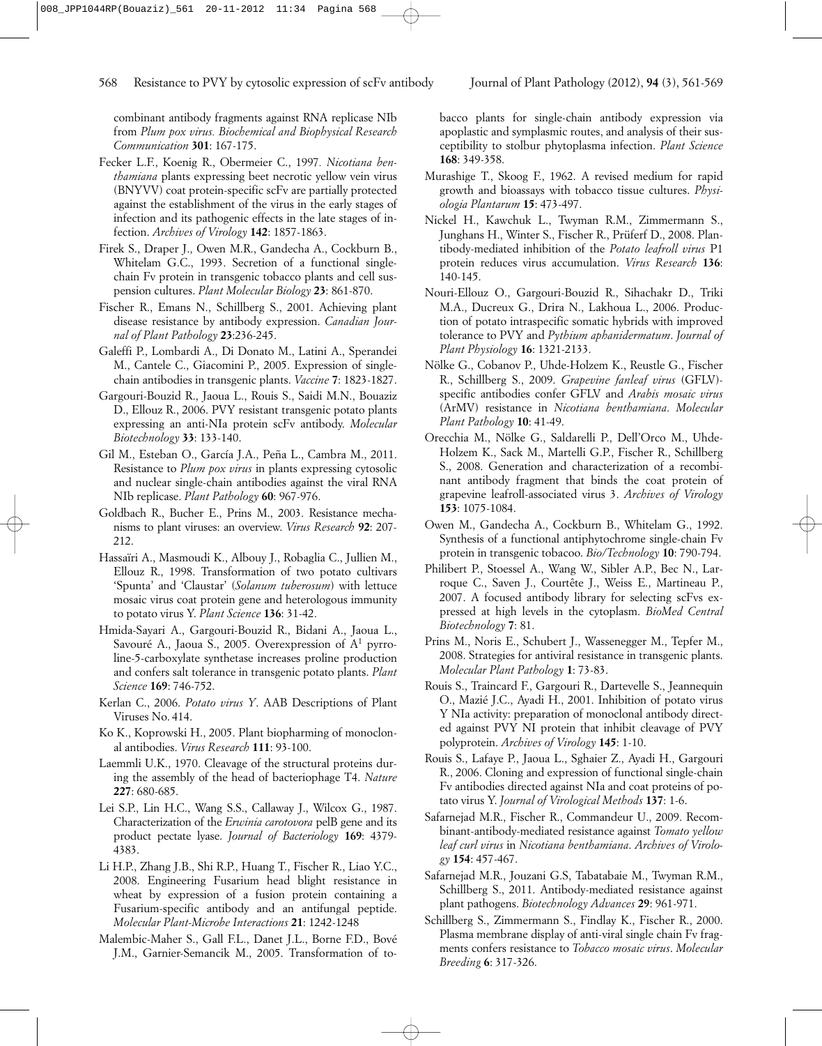combinant antibody fragments against RNA replicase NIb from *Plum pox virus. Biochemical and Biophysical Research Communication* **301**: 167-175.

Fecker L.F., Koenig R., Obermeier C., 1997. *Nicotiana benthamiana* plants expressing beet necrotic yellow vein virus (BNYVV) coat protein-specific scFv are partially protected against the establishment of the virus in the early stages of infection and its pathogenic effects in the late stages of infection. *Archives of Virology* **142**: 1857-1863.

Firek S., Draper J., Owen M.R., Gandecha A., Cockburn B., Whitelam G.C., 1993. Secretion of a functional single-chain Fv protein in transgenic tobacco plants and cell suspension cultures. *Plant Molecular Biology* **23**: 861-870.

Fischer R., Emans N., Schillberg S., 2001. Achieving plant disease resistance by antibody expression. *Canadian Journal of Plant Pathology* **23**:236-245.

Galeffi P., Lombardi A., Di Donato M., Latini A., Sperandei M., Cantele C., Giacomini P., 2005. Expression of single-chain antibodies in transgenic plants. *Vaccine* **7**: 1823-1827.

Gargouri-Bouzid R., Jaoua L., Rouis S., Saidi M.N., Bouaziz D., Ellouz R., 2006. PVY resistant transgenic potato plants expressing an anti-NIa protein scFv antibody. *Molecular Biotechnology* **33**: 133-140.

Gil M., Esteban O., García J.A., Peña L., Cambra M., 2011. Resistance to *Plum pox virus* in plants expressing cytosolic and nuclear single-chain antibodies against the viral RNA NIb replicase. *Plant Pathology* **60**: 967-976.

Goldbach R., Bucher E., Prins M., 2003. Resistance mechanisms to plant viruses: an overview. *Virus Research* **92**: 207-212.

Hassaïri A., Masmoudi K., Albouy J., Robaglia C., Jullien M., Ellouz R., 1998. Transformation of two potato cultivars 'Spunta' and 'Claustar' (*Solanum tuberosum*) with lettuce mosaic virus coat protein gene and heterologous immunity to potato virus Y. *Plant Science* **136**: 31-42.

Hmida-Sayari A., Gargouri-Bouzid R., Bidani A., Jaoua L., Savouré A., Jaoua S., 2005. Overexpression of $A^1$ pyrroline-5-carboxylate synthetase increases proline production and confers salt tolerance in transgenic potato plants. *Plant Science* **169**: 746-752.

Kerlan C., 2006. *Potato virus Y*. AAB Descriptions of Plant Viruses No. 414.

Ko K., Koprowski H., 2005. Plant biopharming of monoclonal antibodies. *Virus Research* **111**: 93-100.

Laemmli U.K., 1970. Cleavage of the structural proteins during the assembly of the head of bacteriophage T4. *Nature* **227**: 680-685.

Lei S.P., Lin H.C., Wang S.S., Callaway J., Wilcox G., 1987. Characterization of the *Erwinia carotovora* pelB gene and its product pectate lyase. *Journal of Bacteriology* **169**: 4379-4383.

Li H.P., Zhang J.B., Shi R.P., Huang T., Fischer R., Liao Y.C., 2008. Engineering Fusarium head blight resistance in wheat by expression of a fusion protein containing a Fusarium-specific antibody and an antifungal peptide. *Molecular Plant-Microbe Interactions* **21**: 1242-1248

Malembic-Maher S., Gall F.L., Danet J.L., Borne F.D., Bové J.M., Garnier-Semancik M., 2005. Transformation of tobacco plants for single-chain antibody expression via apoplastic and symplasmic routes, and analysis of their susceptibility to stolbur phytoplasma infection. *Plant Science* **168**: 349-358.

Murashige T., Skoog F., 1962. A revised medium for rapid growth and bioassays with tobacco tissue cultures. *Physiologia Plantarum* **15**: 473-497.

Nickel H., Kawchuk L., Twyman R.M., Zimmermann S., Junghans H., Winter S., Fischer R., Prüferf D., 2008. Plantibody-mediated inhibition of the *Potato leafroll virus* P1 protein reduces virus accumulation. *Virus Research* **136**: 140-145.

Nouri-Ellouz O., Gargouri-Bouzid R., Sihachakr D., Triki M.A., Ducreux G., Drira N., Lakhoua L., 2006. Production of potato intraspecific somatic hybrids with improved tolerance to PVY and *Pythium aphanidermatum*. *Journal of Plant Physiology* **16**: 1321-2133.

Nölke G., Cobanov P., Uhde-Holzem K., Reustle G., Fischer R., Schillberg S., 2009. *Grapevine fanleaf virus* (GFLV)-specific antibodies confer GFLV and *Arabis mosaic virus* (ArMV) resistance in *Nicotiana benthamiana*. *Molecular Plant Pathology* **10**: 41-49.

Orecchia M., Nölke G., Saldarelli P., Dell'Orco M., Uhde-Holzem K., Sack M., Martelli G.P., Fischer R., Schillberg S., 2008. Generation and characterization of a recombinant antibody fragment that binds the coat protein of grapevine leafroll-associated virus 3. *Archives of Virology* **153**: 1075-1084.

Owen M., Gandecha A., Cockburn B., Whitelam G., 1992. Synthesis of a functional antiphytochrome single-chain Fv protein in transgenic tobacoo. *Bio/Technology* **10**: 790-794.

Philibert P., Stoessel A., Wang W., Sibler A.P., Bec N., Larroque C., Saven J., Courtête J., Weiss E., Martineau P., 2007. A focused antibody library for selecting scFvs expressed at high levels in the cytoplasm. *BioMed Central Biotechnology* **7**: 81.

Prins M., Noris E., Schubert J., Wassenegger M., Tepfer M., 2008. Strategies for antiviral resistance in transgenic plants. *Molecular Plant Pathology* **1**: 73-83.

Rouis S., Traincard F., Gargouri R., Dartevelle S., Jeannequin O., Mazié J.C., Ayadi H., 2001. Inhibition of potato virus Y NIa activity: preparation of monoclonal antibody directed against PVY NI protein that inhibit cleavage of PVY polyprotein. *Archives of Virology* **145**: 1-10.

Rouis S., Lafaye P., Jaoua L., Sghaier Z., Ayadi H., Gargouri R., 2006. Cloning and expression of functional single-chain Fv antibodies directed against NIa and coat proteins of potato virus Y. *Journal of Virological Methods* **137**: 1-6.

Safarnejad M.R., Fischer R., Commandeur U., 2009. Recombinant-antibody-mediated resistance against *Tomato yellow leaf curl virus* in *Nicotiana benthamiana*. *Archives of Virology* **154**: 457-467.

Safarnejad M.R., Jouzani G.S, Tabatabaie M., Twyman R.M., Schillberg S., 2011. Antibody-mediated resistance against plant pathogens. *Biotechnology Advances* **29**: 961-971.

Schillberg S., Zimmermann S., Findlay K., Fischer R., 2000. Plasma membrane display of anti-viral single chain Fv fragments confers resistance to *Tobacco mosaic virus*. *Molecular Breeding* **6**: 317-326.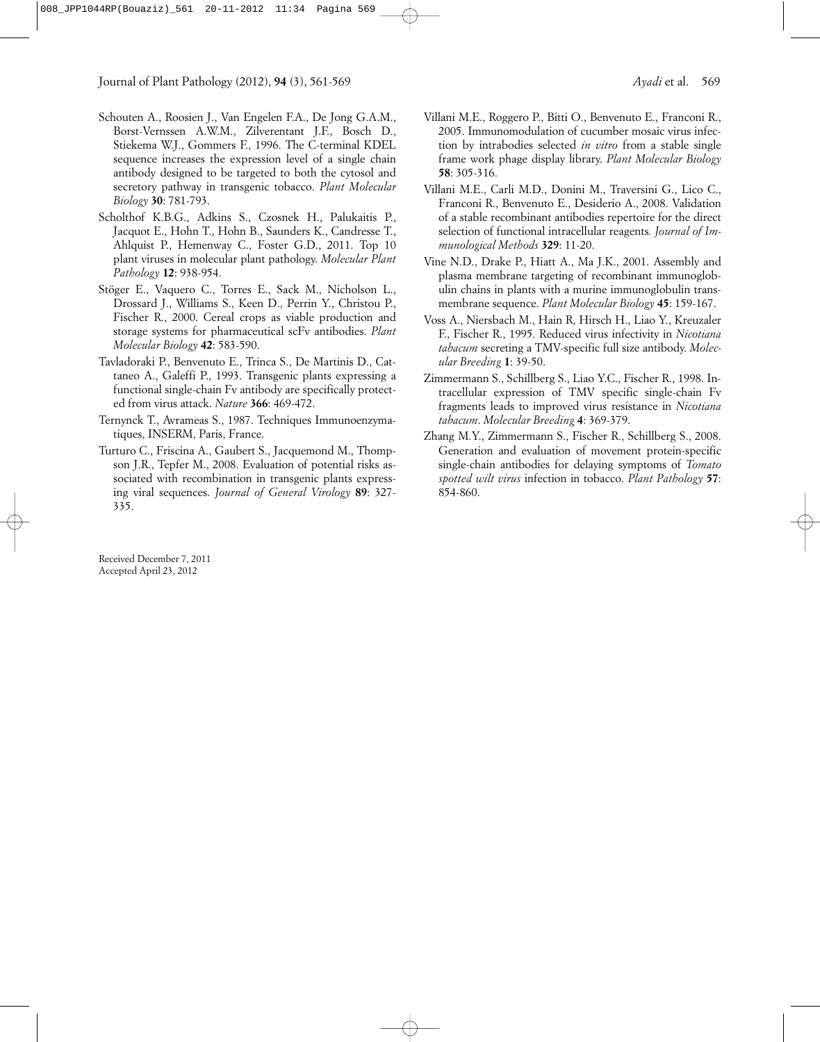Schouten A., Roosien J., Van Engelen F.A., De Jong G.A.M., Borst-Vernssen A.W.M., Zilverentant J.F., Bosch D., Stiekema W.J., Gommers F., 1996. The C-terminal KDEL sequence increases the expression level of a single chain antibody designed to be targeted to both the cytosol and secretory pathway in transgenic tobacco. *Plant Molecular Biology* **30**: 781-793.

Scholthof K.B.G., Adkins S., Czosnek H., Palukaitis P., Jacquot E., Hohn T., Hohn B., Saunders K., Candresse T., Ahlquist P., Hemenway C., Foster G.D., 2011. Top 10 plant viruses in molecular plant pathology. *Molecular Plant Pathology* **12**: 938-954.

Stöger E., Vaquero C., Torres E., Sack M., Nicholson L., Drossard J., Williams S., Keen D., Perrin Y., Christou P., Fischer R., 2000. Cereal crops as viable production and storage systems for pharmaceutical scFv antibodies. *Plant Molecular Biology* **42**: 583-590.

Tavladoraki P., Benvenuto E., Trinca S., De Martinis D., Cattaneo A., Galeffi P., 1993. Transgenic plants expressing a functional single-chain Fv antibody are specifically protected from virus attack. *Nature* **366**: 469-472.

Ternynck T., Avrameas S., 1987. Techniques Immunoenzymatiques, INSERM, Paris, France.

Turturo C., Friscina A., Gaubert S., Jacquemond M., Thompson J.R., Tepfer M., 2008. Evaluation of potential risks associated with recombination in transgenic plants expressing viral sequences. *Journal of General Virology* **89**: 327-335.

Villani M.E., Roggero P., Bitti O., Benvenuto E., Franconi R., 2005. Immunomodulation of cucumber mosaic virus infection by intrabodies selected *in vitro* from a stable single frame work phage display library. *Plant Molecular Biology* **58**: 305-316.

Villani M.E., Carli M.D., Donini M., Traversini G., Lico C., Franconi R., Benvenuto E., Desiderio A., 2008. Validation of a stable recombinant antibodies repertoire for the direct selection of functional intracellular reagents*. Journal of Immunological Methods* **329**: 11-20.

Vine N.D., Drake P., Hiatt A., Ma J.K., 2001. Assembly and plasma membrane targeting of recombinant immunoglobulin chains in plants with a murine immunoglobulin transmembrane sequence. *Plant Molecular Biology* **45**: 159-167.

Voss A., Niersbach M., Hain R, Hirsch H., Liao Y., Kreuzaler F., Fischer R., 1995. Reduced virus infectivity in *Nicotiana tabacum* secreting a TMV-specific full size antibody. *Molecular Breeding* **1**: 39-50.

Zimmermann S., Schillberg S., Liao Y.C., Fischer R., 1998. Intracellular expression of TMV specific single-chain Fv fragments leads to improved virus resistance in *Nicotiana tabacum*. *Molecular Breeding* **4**: 369-379.

Zhang M.Y., Zimmermann S., Fischer R., Schillberg S., 2008. Generation and evaluation of movement protein-specific single-chain antibodies for delaying symptoms of *Tomato spotted wilt virus* infection in tobacco. *Plant Pathology* **57**: 854-860.

Received December 7, 2011
Accepted April 23, 2012